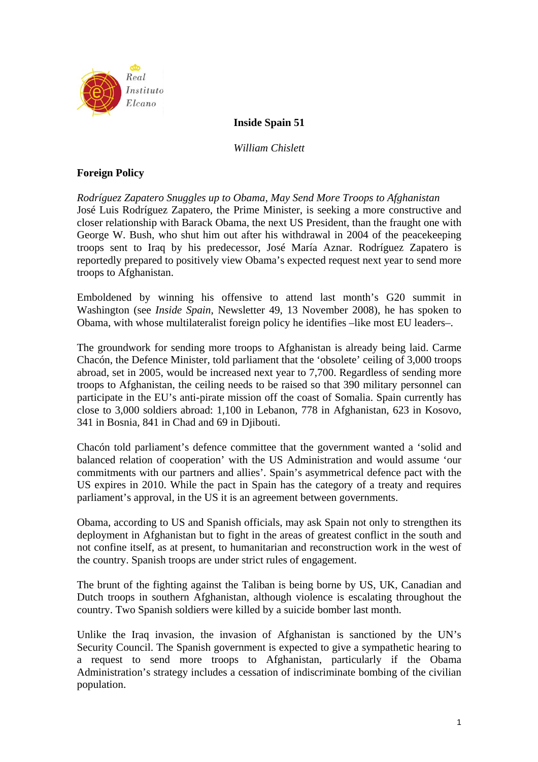Real Instituto Elcano

# Inside Spain 51

*William Chislett*

## Foreign Policy

*Rodríguez Zapatero Snuggles up to Obama, May Send More Troops to Afghanistan*

José Luis Rodríguez Zapatero, the Prime Minister, is seeking a more constructive and closer relationship with Barack Obama, the next US President, than the fraught one with George W. Bush, who shut him out after his withdrawal in 2004 of the peacekeeping troops sent to Iraq by his predecessor, José María Aznar. Rodríguez Zapatero is reportedly prepared to positively view Obama's expected request next year to send more troops to Afghanistan.

Emboldened by winning his offensive to attend last month's G20 summit in Washington (see *Inside Spain*, Newsletter 49, 13 November 2008), he has spoken to Obama, with whose multilateralist foreign policy he identifies –like most EU leaders–.

The groundwork for sending more troops to Afghanistan is already being laid. Carme Chacón, the Defence Minister, told parliament that the 'obsolete' ceiling of 3,000 troops abroad, set in 2005, would be increased next year to 7,700. Regardless of sending more troops to Afghanistan, the ceiling needs to be raised so that 390 military personnel can participate in the EU's anti-pirate mission off the coast of Somalia. Spain currently has close to 3,000 soldiers abroad: 1,100 in Lebanon, 778 in Afghanistan, 623 in Kosovo, 341 in Bosnia, 841 in Chad and 69 in Djibouti.

Chacón told parliament's defence committee that the government wanted a 'solid and balanced relation of cooperation' with the US Administration and would assume 'our commitments with our partners and allies'. Spain's asymmetrical defence pact with the US expires in 2010. While the pact in Spain has the category of a treaty and requires parliament's approval, in the US it is an agreement between governments.

Obama, according to US and Spanish officials, may ask Spain not only to strengthen its deployment in Afghanistan but to fight in the areas of greatest conflict in the south and not confine itself, as at present, to humanitarian and reconstruction work in the west of the country. Spanish troops are under strict rules of engagement.

The brunt of the fighting against the Taliban is being borne by US, UK, Canadian and Dutch troops in southern Afghanistan, although violence is escalating throughout the country. Two Spanish soldiers were killed by a suicide bomber last month.

Unlike the Iraq invasion, the invasion of Afghanistan is sanctioned by the UN's Security Council. The Spanish government is expected to give a sympathetic hearing to a request to send more troops to Afghanistan, particularly if the Obama Administration's strategy includes a cessation of indiscriminate bombing of the civilian population.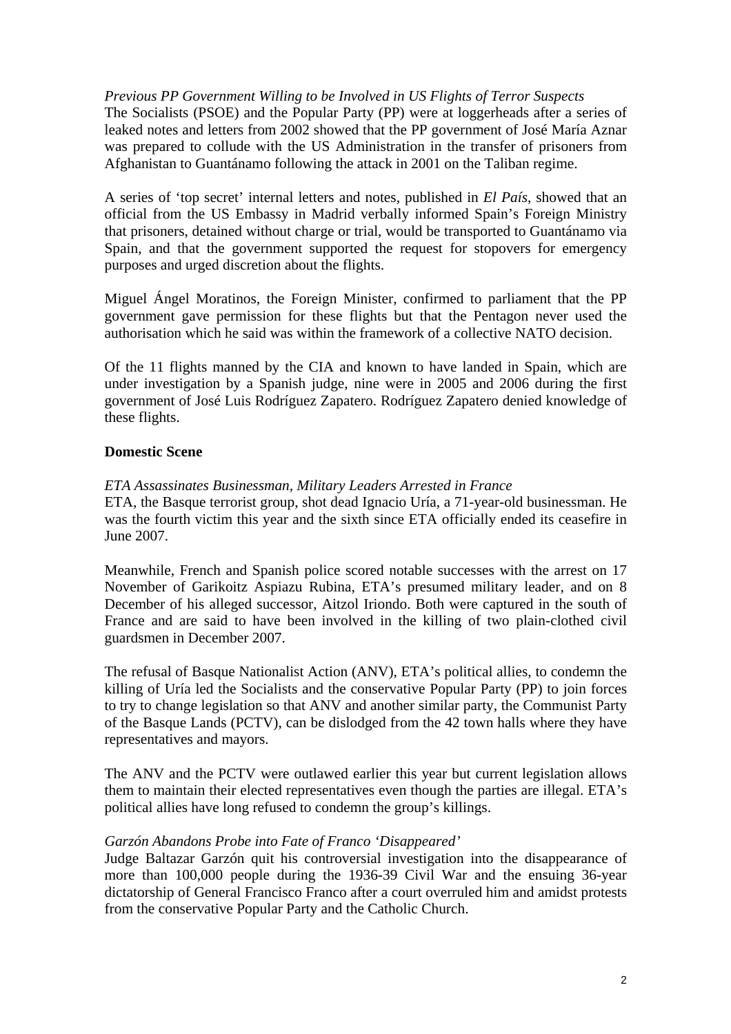*Previous PP Government Willing to be Involved in US Flights of Terror Suspects*

The Socialists (PSOE) and the Popular Party (PP) were at loggerheads after a series of leaked notes and letters from 2002 showed that the PP government of José María Aznar was prepared to collude with the US Administration in the transfer of prisoners from Afghanistan to Guantánamo following the attack in 2001 on the Taliban regime.

A series of 'top secret' internal letters and notes, published in *El País*, showed that an official from the US Embassy in Madrid verbally informed Spain's Foreign Ministry that prisoners, detained without charge or trial, would be transported to Guantánamo via Spain, and that the government supported the request for stopovers for emergency purposes and urged discretion about the flights.

Miguel Ángel Moratinos, the Foreign Minister, confirmed to parliament that the PP government gave permission for these flights but that the Pentagon never used the authorisation which he said was within the framework of a collective NATO decision.

Of the 11 flights manned by the CIA and known to have landed in Spain, which are under investigation by a Spanish judge, nine were in 2005 and 2006 during the first government of José Luis Rodríguez Zapatero. Rodríguez Zapatero denied knowledge of these flights.

**Domestic Scene**

*ETA Assassinates Businessman, Military Leaders Arrested in France*

ETA, the Basque terrorist group, shot dead Ignacio Uría, a 71-year-old businessman. He was the fourth victim this year and the sixth since ETA officially ended its ceasefire in June 2007.

Meanwhile, French and Spanish police scored notable successes with the arrest on 17 November of Garikoitz Aspiazu Rubina, ETA's presumed military leader, and on 8 December of his alleged successor, Aitzol Iriondo. Both were captured in the south of France and are said to have been involved in the killing of two plain-clothed civil guardsmen in December 2007.

The refusal of Basque Nationalist Action (ANV), ETA's political allies, to condemn the killing of Uría led the Socialists and the conservative Popular Party (PP) to join forces to try to change legislation so that ANV and another similar party, the Communist Party of the Basque Lands (PCTV), can be dislodged from the 42 town halls where they have representatives and mayors.

The ANV and the PCTV were outlawed earlier this year but current legislation allows them to maintain their elected representatives even though the parties are illegal. ETA's political allies have long refused to condemn the group's killings.

*Garzón Abandons Probe into Fate of Franco 'Disappeared'*

Judge Baltazar Garzón quit his controversial investigation into the disappearance of more than 100,000 people during the 1936-39 Civil War and the ensuing 36-year dictatorship of General Francisco Franco after a court overruled him and amidst protests from the conservative Popular Party and the Catholic Church.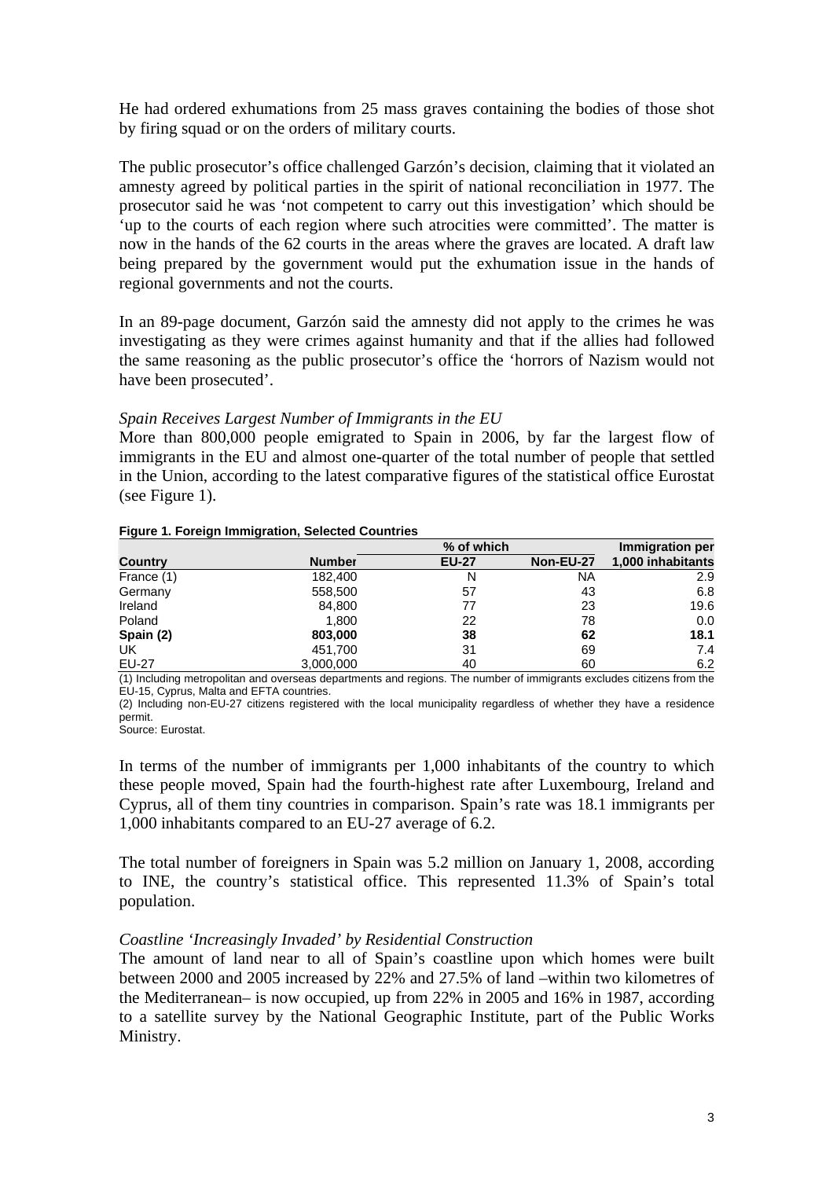He had ordered exhumations from 25 mass graves containing the bodies of those shot by firing squad or on the orders of military courts.

The public prosecutor's office challenged Garzón's decision, claiming that it violated an amnesty agreed by political parties in the spirit of national reconciliation in 1977. The prosecutor said he was 'not competent to carry out this investigation' which should be 'up to the courts of each region where such atrocities were committed'. The matter is now in the hands of the 62 courts in the areas where the graves are located. A draft law being prepared by the government would put the exhumation issue in the hands of regional governments and not the courts.

In an 89-page document, Garzón said the amnesty did not apply to the crimes he was investigating as they were crimes against humanity and that if the allies had followed the same reasoning as the public prosecutor's office the 'horrors of Nazism would not have been prosecuted'.

*Spain Receives Largest Number of Immigrants in the EU*

More than 800,000 people emigrated to Spain in 2006, by far the largest flow of immigrants in the EU and almost one-quarter of the total number of people that settled in the Union, according to the latest comparative figures of the statistical office Eurostat (see Figure 1).

**Figure 1. Foreign Immigration, Selected Countries**

| | | % of which | | Immigration per |
|---|---|---|---|---|
| **Country** | **Number** | **EU-27** | **Non-EU-27** | **1,000 inhabitants** |
| France (1) | 182,400 | N | NA | 2.9 |
| Germany | 558,500 | 57 | 43 | 6.8 |
| Ireland | 84,800 | 77 | 23 | 19.6 |
| Poland | 1,800 | 22 | 78 | 0.0 |
| **Spain (2)** | **803,000** | **38** | **62** | **18.1** |
| UK | 451,700 | 31 | 69 | 7.4 |
| EU-27 | 3,000,000 | 40 | 60 | 6.2 |

(1) Including metropolitan and overseas departments and regions. The number of immigrants excludes citizens from the EU-15, Cyprus, Malta and EFTA countries.
(2) Including non-EU-27 citizens registered with the local municipality regardless of whether they have a residence permit.
Source: Eurostat.

In terms of the number of immigrants per 1,000 inhabitants of the country to which these people moved, Spain had the fourth-highest rate after Luxembourg, Ireland and Cyprus, all of them tiny countries in comparison. Spain's rate was 18.1 immigrants per 1,000 inhabitants compared to an EU-27 average of 6.2.

The total number of foreigners in Spain was 5.2 million on January 1, 2008, according to INE, the country's statistical office. This represented 11.3% of Spain's total population.

*Coastline 'Increasingly Invaded' by Residential Construction*

The amount of land near to all of Spain's coastline upon which homes were built between 2000 and 2005 increased by 22% and 27.5% of land –within two kilometres of the Mediterranean– is now occupied, up from 22% in 2005 and 16% in 1987, according to a satellite survey by the National Geographic Institute, part of the Public Works Ministry.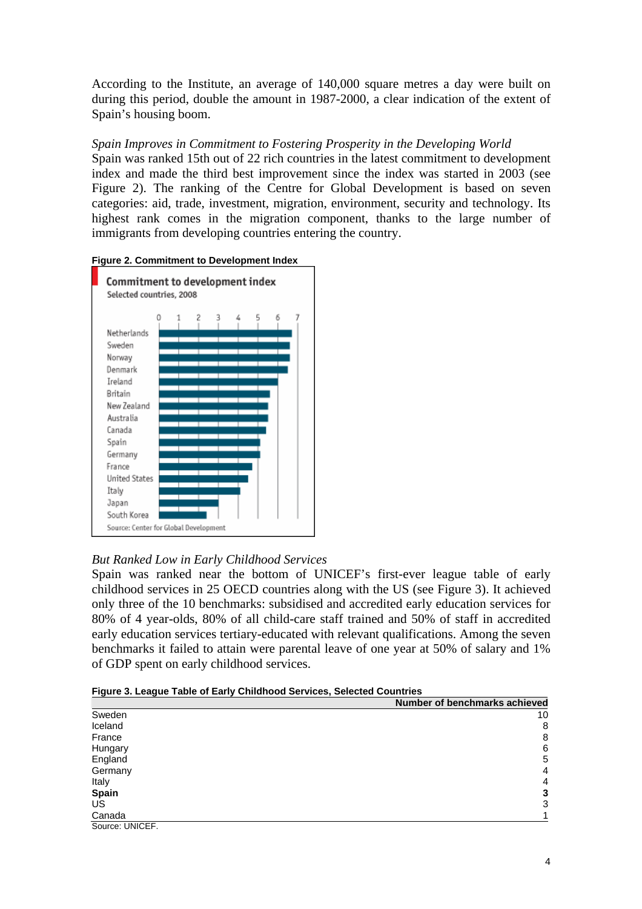According to the Institute, an average of 140,000 square metres a day were built on during this period, double the amount in 1987-2000, a clear indication of the extent of Spain's housing boom.

*Spain Improves in Commitment to Fostering Prosperity in the Developing World*

Spain was ranked 15th out of 22 rich countries in the latest commitment to development index and made the third best improvement since the index was started in 2003 (see Figure 2). The ranking of the Centre for Global Development is based on seven categories: aid, trade, investment, migration, environment, security and technology. Its highest rank comes in the migration component, thanks to the large number of immigrants from developing countries entering the country.

**Figure 2. Commitment to Development Index**

Commitment to development index

Selected countries, 2008

Netherlands, Sweden, Norway, Denmark, Ireland, Britain, New Zealand, Australia, Canada, Spain, Germany, France, United States, Italy, Japan, South Korea

Source: Center for Global Development

*But Ranked Low in Early Childhood Services*

Spain was ranked near the bottom of UNICEF's first-ever league table of early childhood services in 25 OECD countries along with the US (see Figure 3). It achieved only three of the 10 benchmarks: subsidised and accredited early education services for 80% of 4 year-olds, 80% of all child-care staff trained and 50% of staff in accredited early education services tertiary-educated with relevant qualifications. Among the seven benchmarks it failed to attain were parental leave of one year at 50% of salary and 1% of GDP spent on early childhood services.

**Figure 3. League Table of Early Childhood Services, Selected Countries**

| | Number of benchmarks achieved |
|---|---|
| Sweden | 10 |
| Iceland | 8 |
| France | 8 |
| Hungary | 6 |
| England | 5 |
| Germany | 4 |
| Italy | 4 |
| **Spain** | **3** |
| US | 3 |
| Canada | 1 |

Source: UNICEF.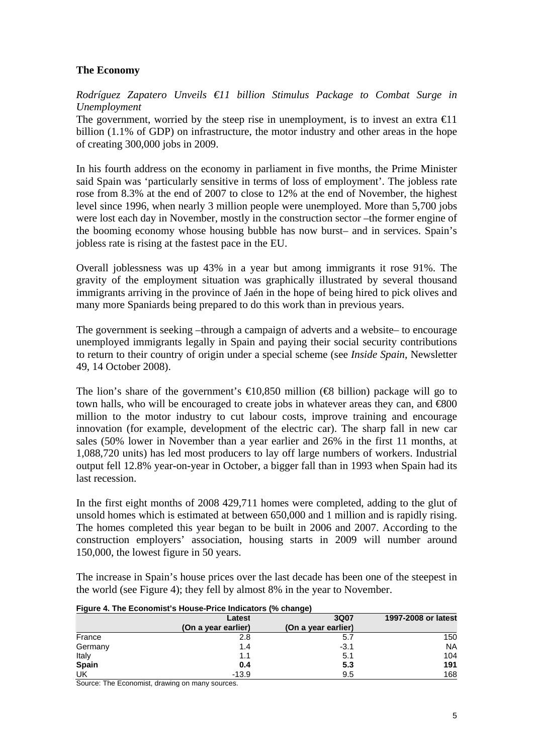## The Economy

*Rodríguez Zapatero Unveils €11 billion Stimulus Package to Combat Surge in Unemployment*

The government, worried by the steep rise in unemployment, is to invest an extra €11 billion (1.1% of GDP) on infrastructure, the motor industry and other areas in the hope of creating 300,000 jobs in 2009.

In his fourth address on the economy in parliament in five months, the Prime Minister said Spain was 'particularly sensitive in terms of loss of employment'. The jobless rate rose from 8.3% at the end of 2007 to close to 12% at the end of November, the highest level since 1996, when nearly 3 million people were unemployed. More than 5,700 jobs were lost each day in November, mostly in the construction sector –the former engine of the booming economy whose housing bubble has now burst– and in services. Spain's jobless rate is rising at the fastest pace in the EU.

Overall joblessness was up 43% in a year but among immigrants it rose 91%. The gravity of the employment situation was graphically illustrated by several thousand immigrants arriving in the province of Jaén in the hope of being hired to pick olives and many more Spaniards being prepared to do this work than in previous years.

The government is seeking –through a campaign of adverts and a website– to encourage unemployed immigrants legally in Spain and paying their social security contributions to return to their country of origin under a special scheme (see *Inside Spain*, Newsletter 49, 14 October 2008).

The lion's share of the government's €10,850 million (€8 billion) package will go to town halls, who will be encouraged to create jobs in whatever areas they can, and €800 million to the motor industry to cut labour costs, improve training and encourage innovation (for example, development of the electric car). The sharp fall in new car sales (50% lower in November than a year earlier and 26% in the first 11 months, at 1,088,720 units) has led most producers to lay off large numbers of workers. Industrial output fell 12.8% year-on-year in October, a bigger fall than in 1993 when Spain had its last recession.

In the first eight months of 2008 429,711 homes were completed, adding to the glut of unsold homes which is estimated at between 650,000 and 1 million and is rapidly rising. The homes completed this year began to be built in 2006 and 2007. According to the construction employers' association, housing starts in 2009 will number around 150,000, the lowest figure in 50 years.

The increase in Spain's house prices over the last decade has been one of the steepest in the world (see Figure 4); they fell by almost 8% in the year to November.

**Figure 4. The Economist's House-Price Indicators (% change)**

| | Latest (On a year earlier) | 3Q07 (On a year earlier) | 1997-2008 or latest |
|---|---|---|---|
| France | 2.8 | 5.7 | 150 |
| Germany | 1.4 | -3.1 | NA |
| Italy | 1.1 | 5.1 | 104 |
| **Spain** | **0.4** | **5.3** | **191** |
| UK | -13.9 | 9.5 | 168 |

Source: The Economist, drawing on many sources.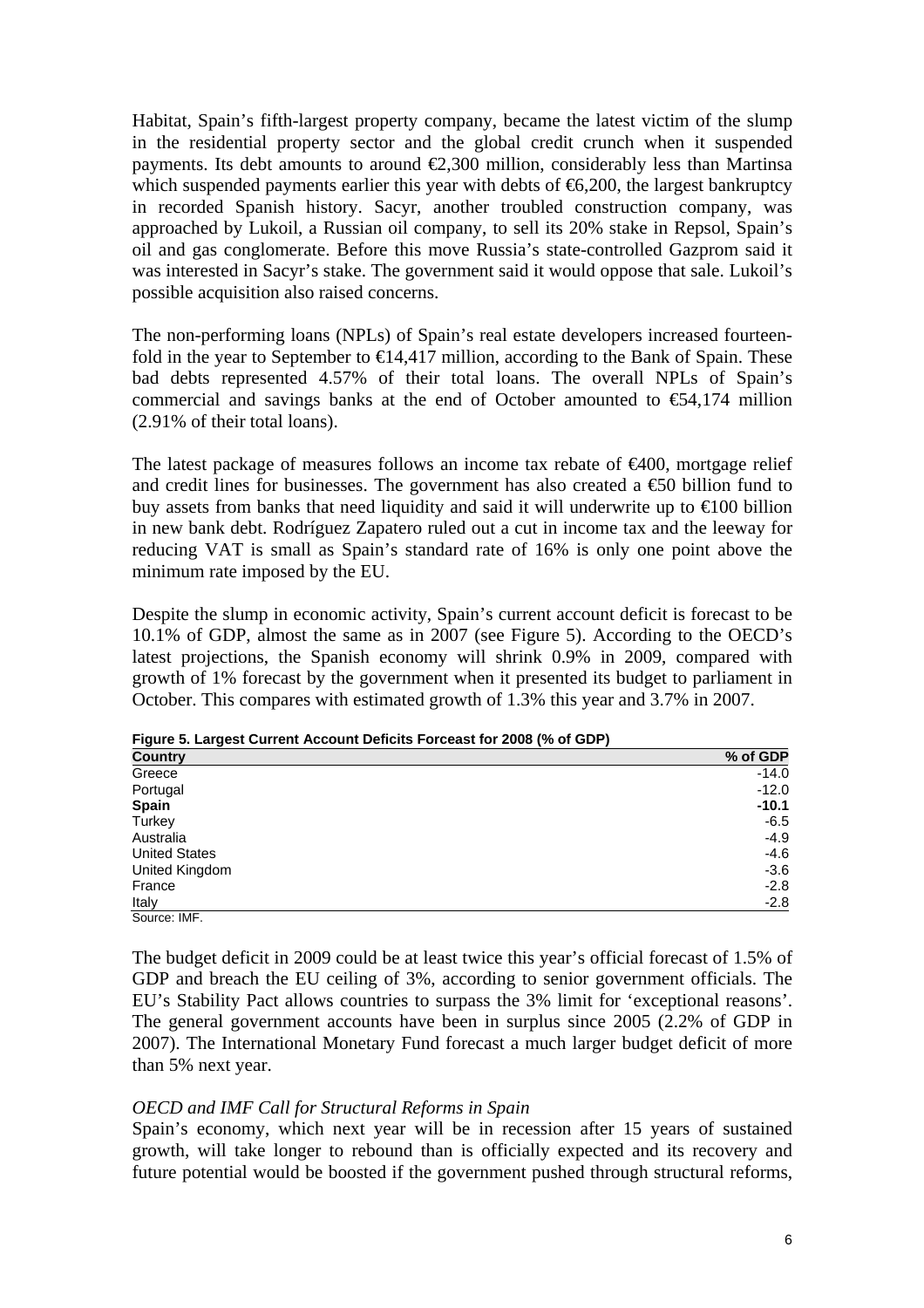Habitat, Spain's fifth-largest property company, became the latest victim of the slump in the residential property sector and the global credit crunch when it suspended payments. Its debt amounts to around €2,300 million, considerably less than Martinsa which suspended payments earlier this year with debts of €6,200, the largest bankruptcy in recorded Spanish history. Sacyr, another troubled construction company, was approached by Lukoil, a Russian oil company, to sell its 20% stake in Repsol, Spain's oil and gas conglomerate. Before this move Russia's state-controlled Gazprom said it was interested in Sacyr's stake. The government said it would oppose that sale. Lukoil's possible acquisition also raised concerns.

The non-performing loans (NPLs) of Spain's real estate developers increased fourteen-fold in the year to September to €14,417 million, according to the Bank of Spain. These bad debts represented 4.57% of their total loans. The overall NPLs of Spain's commercial and savings banks at the end of October amounted to €54,174 million (2.91% of their total loans).

The latest package of measures follows an income tax rebate of €400, mortgage relief and credit lines for businesses. The government has also created a €50 billion fund to buy assets from banks that need liquidity and said it will underwrite up to €100 billion in new bank debt. Rodríguez Zapatero ruled out a cut in income tax and the leeway for reducing VAT is small as Spain's standard rate of 16% is only one point above the minimum rate imposed by the EU.

Despite the slump in economic activity, Spain's current account deficit is forecast to be 10.1% of GDP, almost the same as in 2007 (see Figure 5). According to the OECD's latest projections, the Spanish economy will shrink 0.9% in 2009, compared with growth of 1% forecast by the government when it presented its budget to parliament in October. This compares with estimated growth of 1.3% this year and 3.7% in 2007.

**Figure 5. Largest Current Account Deficits Forceast for 2008 (% of GDP)**

| Country | % of GDP |
| --- | ---: |
| Greece | -14.0 |
| Portugal | -12.0 |
| **Spain** | **-10.1** |
| Turkey | -6.5 |
| Australia | -4.9 |
| United States | -4.6 |
| United Kingdom | -3.6 |
| France | -2.8 |
| Italy | -2.8 |

Source: IMF.

The budget deficit in 2009 could be at least twice this year's official forecast of 1.5% of GDP and breach the EU ceiling of 3%, according to senior government officials. The EU's Stability Pact allows countries to surpass the 3% limit for 'exceptional reasons'. The general government accounts have been in surplus since 2005 (2.2% of GDP in 2007). The International Monetary Fund forecast a much larger budget deficit of more than 5% next year.

*OECD and IMF Call for Structural Reforms in Spain*

Spain's economy, which next year will be in recession after 15 years of sustained growth, will take longer to rebound than is officially expected and its recovery and future potential would be boosted if the government pushed through structural reforms,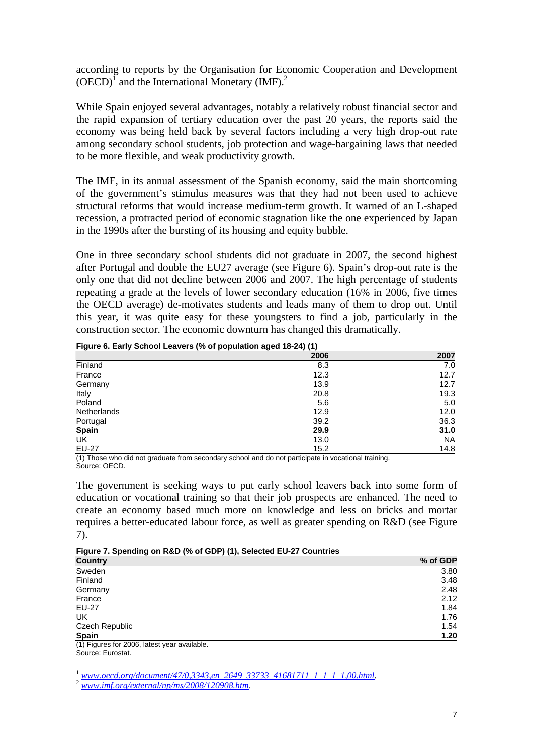according to reports by the Organisation for Economic Cooperation and Development (OECD)[1] and the International Monetary Fund (IMF).[2]

While Spain enjoyed several advantages, notably a relatively robust financial sector and the rapid expansion of tertiary education over the past 20 years, the reports said the economy was being held back by several factors including a very high drop-out rate among secondary school students, job protection and wage-bargaining laws that needed to be more flexible, and weak productivity growth.

The IMF, in its annual assessment of the Spanish economy, said the main shortcoming of the government's stimulus measures was that they had not been used to achieve structural reforms that would increase medium-term growth. It warned of an L-shaped recession, a protracted period of economic stagnation like the one experienced by Japan in the 1990s after the bursting of its housing and equity bubble.

One in three secondary school students did not graduate in 2007, the second highest after Portugal and double the EU27 average (see Figure 6). Spain's drop-out rate is the only one that did not decline between 2006 and 2007. The high percentage of students repeating a grade at the levels of lower secondary education (16% in 2006, five times the OECD average) de-motivates students and leads many of them to drop out. Until this year, it was quite easy for these youngsters to find a job, particularly in the construction sector. The economic downturn has changed this dramatically.

**Figure 6. Early School Leavers (% of population aged 18-24) (1)**

| | 2006 | 2007 |
|---|---|---|
| Finland | 8.3 | 7.0 |
| France | 12.3 | 12.7 |
| Germany | 13.9 | 12.7 |
| Italy | 20.8 | 19.3 |
| Poland | 5.6 | 5.0 |
| Netherlands | 12.9 | 12.0 |
| Portugal | 39.2 | 36.3 |
| **Spain** | **29.9** | **31.0** |
| UK | 13.0 | NA |
| EU-27 | 15.2 | 14.8 |

(1) Those who did not graduate from secondary school and do not participate in vocational training.
Source: OECD.

The government is seeking ways to put early school leavers back into some form of education or vocational training so that their job prospects are enhanced. The need to create an economy based much more on knowledge and less on bricks and mortar requires a better-educated labour force, as well as greater spending on R&D (see Figure 7).

**Figure 7. Spending on R&D (% of GDP) (1), Selected EU-27 Countries**

| Country | % of GDP |
|---|---|
| Sweden | 3.80 |
| Finland | 3.48 |
| Germany | 2.48 |
| France | 2.12 |
| EU-27 | 1.84 |
| UK | 1.76 |
| Czech Republic | 1.54 |
| **Spain** | **1.20** |

(1) Figures for 2006, latest year available.
Source: Eurostat.

---

[1] *www.oecd.org/document/47/0,3343,en_2649_33733_41681711_1_1_1_1,00.html*.
[2] *www.imf.org/external/np/ms/2008/120908.htm*.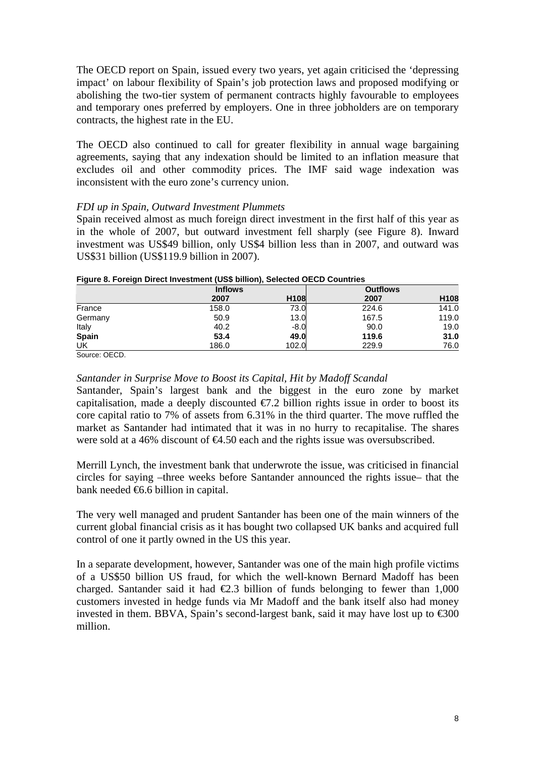The OECD report on Spain, issued every two years, yet again criticised the 'depressing impact' on labour flexibility of Spain's job protection laws and proposed modifying or abolishing the two-tier system of permanent contracts highly favourable to employees and temporary ones preferred by employers. One in three jobholders are on temporary contracts, the highest rate in the EU.

The OECD also continued to call for greater flexibility in annual wage bargaining agreements, saying that any indexation should be limited to an inflation measure that excludes oil and other commodity prices. The IMF said wage indexation was inconsistent with the euro zone's currency union.

*FDI up in Spain, Outward Investment Plummets*

Spain received almost as much foreign direct investment in the first half of this year as in the whole of 2007, but outward investment fell sharply (see Figure 8). Inward investment was US$49 billion, only US$4 billion less than in 2007, and outward was US$31 billion (US$119.9 billion in 2007).

**Figure 8. Foreign Direct Investment (US$ billion), Selected OECD Countries**

| | Inflows | | Outflows | |
|---|---|---|---|---|
| | 2007 | H108 | 2007 | H108 |
| France | 158.0 | 73.0 | 224.6 | 141.0 |
| Germany | 50.9 | 13.0 | 167.5 | 119.0 |
| Italy | 40.2 | -8.0 | 90.0 | 19.0 |
| **Spain** | **53.4** | **49.0** | **119.6** | **31.0** |
| UK | 186.0 | 102.0 | 229.9 | 76.0 |

Source: OECD.

*Santander in Surprise Move to Boost its Capital, Hit by Madoff Scandal*

Santander, Spain's largest bank and the biggest in the euro zone by market capitalisation, made a deeply discounted €7.2 billion rights issue in order to boost its core capital ratio to 7% of assets from 6.31% in the third quarter. The move ruffled the market as Santander had intimated that it was in no hurry to recapitalise. The shares were sold at a 46% discount of €4.50 each and the rights issue was oversubscribed.

Merrill Lynch, the investment bank that underwrote the issue, was criticised in financial circles for saying –three weeks before Santander announced the rights issue– that the bank needed €6.6 billion in capital.

The very well managed and prudent Santander has been one of the main winners of the current global financial crisis as it has bought two collapsed UK banks and acquired full control of one it partly owned in the US this year.

In a separate development, however, Santander was one of the main high profile victims of a US$50 billion US fraud, for which the well-known Bernard Madoff has been charged. Santander said it had €2.3 billion of funds belonging to fewer than 1,000 customers invested in hedge funds via Mr Madoff and the bank itself also had money invested in them. BBVA, Spain's second-largest bank, said it may have lost up to €300 million.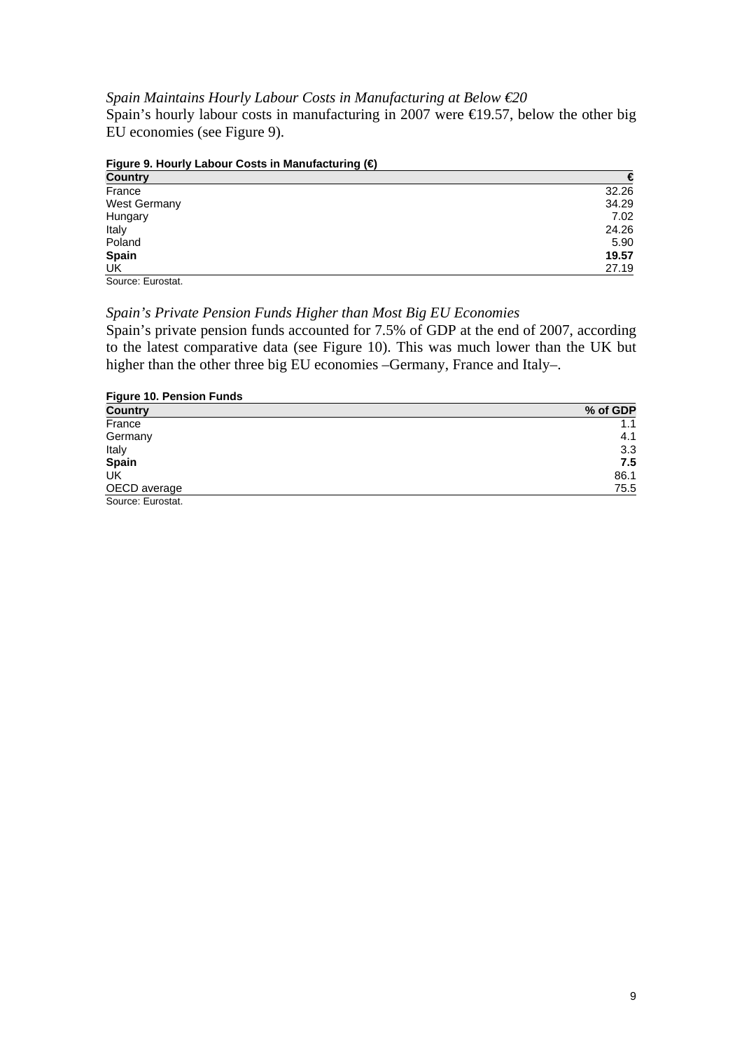*Spain Maintains Hourly Labour Costs in Manufacturing at Below €20*

Spain's hourly labour costs in manufacturing in 2007 were €19.57, below the other big EU economies (see Figure 9).

**Figure 9. Hourly Labour Costs in Manufacturing (€)**

| Country | € |
|---|---|
| France | 32.26 |
| West Germany | 34.29 |
| Hungary | 7.02 |
| Italy | 24.26 |
| Poland | 5.90 |
| **Spain** | **19.57** |
| UK | 27.19 |

Source: Eurostat.

*Spain's Private Pension Funds Higher than Most Big EU Economies*

Spain's private pension funds accounted for 7.5% of GDP at the end of 2007, according to the latest comparative data (see Figure 10). This was much lower than the UK but higher than the other three big EU economies –Germany, France and Italy–.

**Figure 10. Pension Funds**

| Country | % of GDP |
|---|---|
| France | 1.1 |
| Germany | 4.1 |
| Italy | 3.3 |
| **Spain** | **7.5** |
| UK | 86.1 |
| OECD average | 75.5 |

Source: Eurostat.